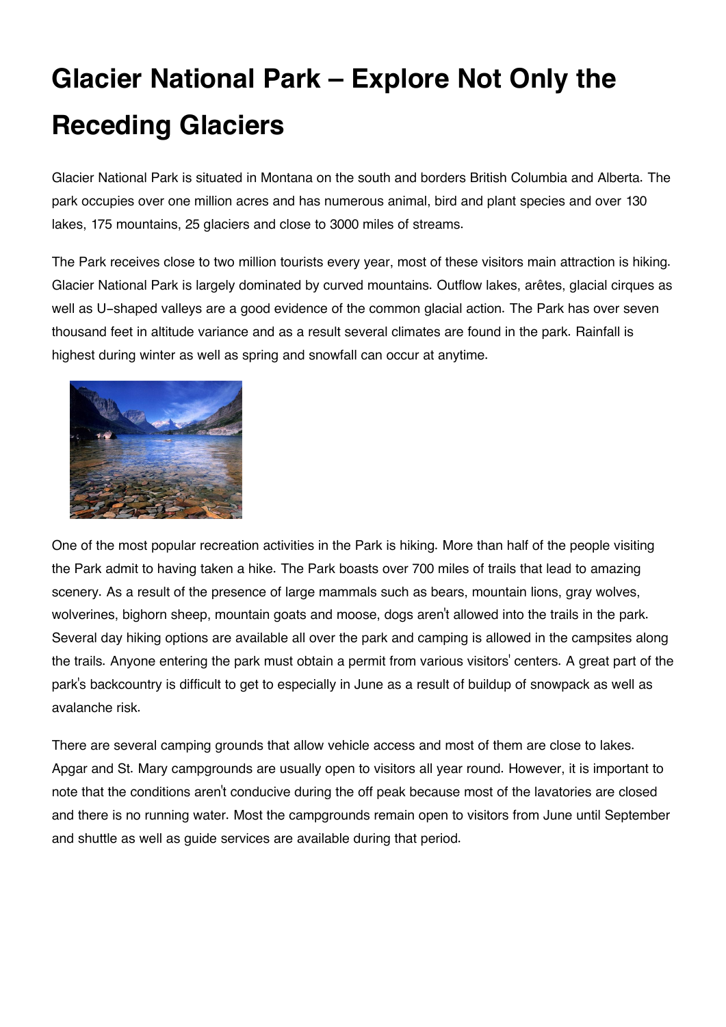# Glacier National Park – Explore Not Only the Receding Glaciers

Glacier National Park is situated in Montana on the south and borders British Columbia and Alberta. The park occupies over one million acres and has numerous animal, bird and plant species and over 130 lakes, 175 mountains, 25 glaciers and close to 3000 miles of streams.

The Park receives close to two million tourists every year, most of these visitors main attraction is hiking. Glacier National Park is largely dominated by curved mountains. Outflow lakes, arêtes, glacial cirques as well as U-shaped valleys are a good evidence of the common glacial action. The Park has over seven thousand feet in altitude variance and as a result several climates are found in the park. Rainfall is highest during winter as well as spring and snowfall can occur at anytime.

One of the most popular recreation activities in the Park is hiking. More than half of the people visiting the Park admit to having taken a hike. The Park boasts over 700 miles of trails that lead to amazing scenery. As a result of the presence of large mammals such as bears, mountain lions, gray wolves, wolverines, bighorn sheep, mountain goats and moose, dogs aren't allowed into the trails in the park. Several day hiking options are available all over the park and camping is allowed in the campsites along the trails. Anyone entering the park must obtain a permit from various visitors' centers. A great part of the park's backcountry is difficult to get to especially in June as a result of buildup of snowpack as well as avalanche risk.

There are several camping grounds that allow vehicle access and most of them are close to lakes. Apgar and St. Mary campgrounds are usually open to visitors all year round. However, it is important to note that the conditions aren't conducive during the off peak because most of the lavatories are closed and there is no running water. Most the campgrounds remain open to visitors from June until September and shuttle as well as guide services are available during that period.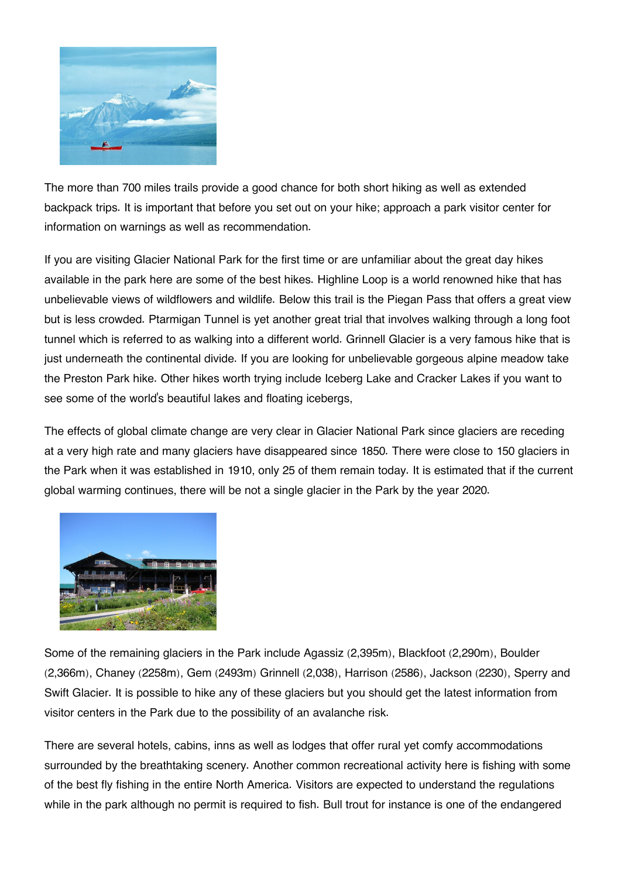The more than 700 miles trails provide a good chance for both short hiking as well as extended backpack trips. It is important that before you set out on your hike; approach a park visitor center for information on warnings as well as recommendation.

If you are visiting Glacier National Park for the first time or are unfamiliar about the great day hikes available in the park here are some of the best hikes. Highline Loop is a world renowned hike that has unbelievable views of wildflowers and wildlife. Below this trail is the Piegan Pass that offers a great view but is less crowded. Ptarmigan Tunnel is yet another great trial that involves walking through a long foot tunnel which is referred to as walking into a different world. Grinnell Glacier is a very famous hike that is just underneath the continental divide. If you are looking for unbelievable gorgeous alpine meadow take the Preston Park hike. Other hikes worth trying include Iceberg Lake and Cracker Lakes if you want to see some of the world's beautiful lakes and floating icebergs,

The effects of global climate change are very clear in Glacier National Park since glaciers are receding at a very high rate and many glaciers have disappeared since 1850. There were close to 150 glaciers in the Park when it was established in 1910, only 25 of them remain today. It is estimated that if the current global warming continues, there will be not a single glacier in the Park by the year 2020.

Some of the remaining glaciers in the Park include Agassiz (2,395m), Blackfoot (2,290m), Boulder (2,366m), Chaney (2258m), Gem (2493m) Grinnell (2,038), Harrison (2586), Jackson (2230), Sperry and Swift Glacier. It is possible to hike any of these glaciers but you should get the latest information from visitor centers in the Park due to the possibility of an avalanche risk.

There are several hotels, cabins, inns as well as lodges that offer rural yet comfy accommodations surrounded by the breathtaking scenery. Another common recreational activity here is fishing with some of the best fly fishing in the entire North America. Visitors are expected to understand the regulations while in the park although no permit is required to fish. Bull trout for instance is one of the endangered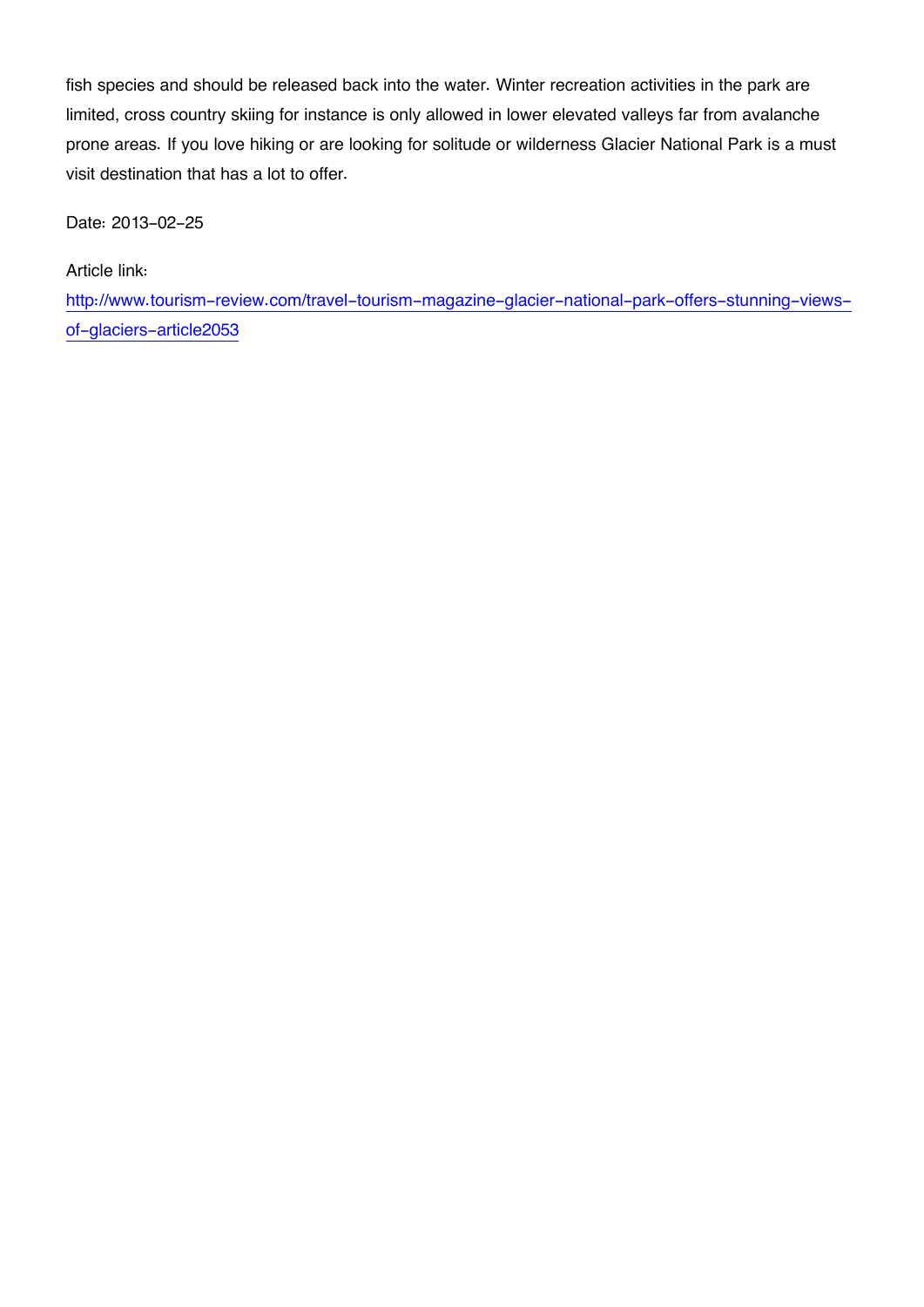fish species and should be released back into the water. Winter recreation activities in the park are limited, cross country skiing for instance is only allowed in lower elevated valleys far from avalanche prone areas. If you love hiking or are looking for solitude or wilderness Glacier National Park is a must visit destination that has a lot to offer.

Date: 2013-02-25

Article link:
[http://www.tourism-review.com/travel-tourism-magazine-glacier-national-park-offers-stunning-views-of-glaciers-article2053](http://www.tourism-review.com/travel-tourism-magazine-glacier-national-park-offers-stunning-views-of-glaciers-article2053)